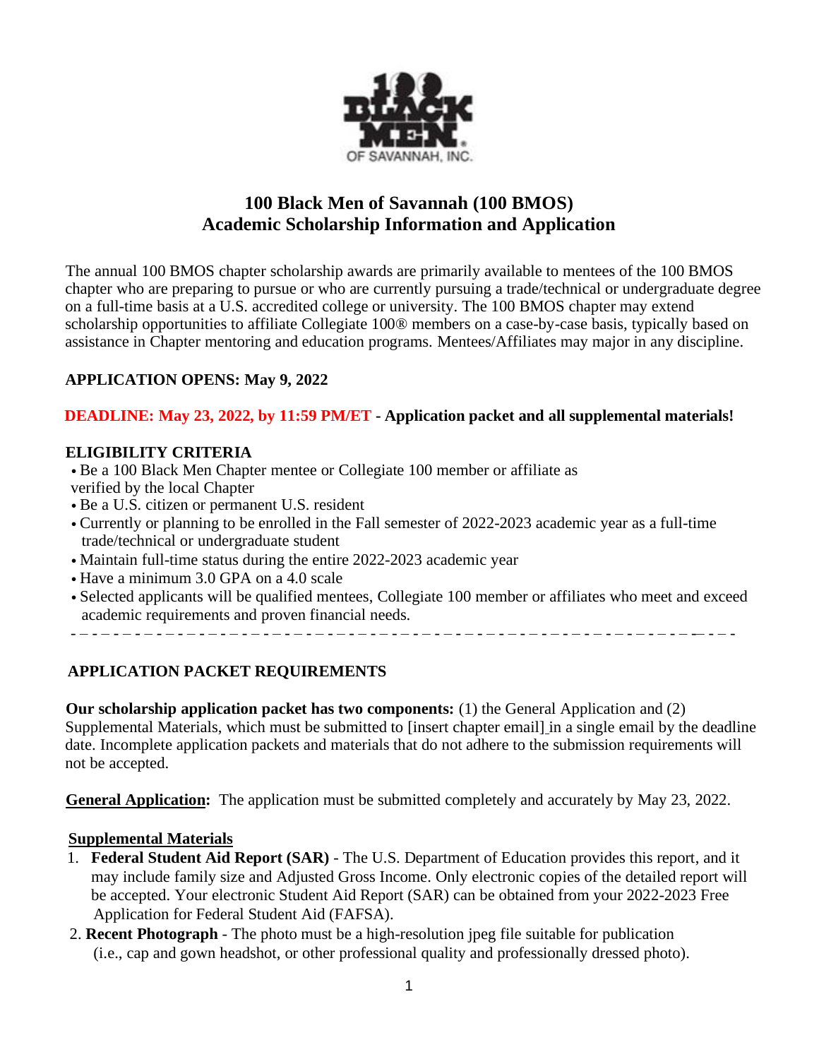# 100 Black Men of Savannah (100 BMOS)
# Academic Scholarship Information and Application

The annual 100 BMOS chapter scholarship awards are primarily available to mentees of the 100 BMOS chapter who are preparing to pursue or who are currently pursuing a trade/technical or undergraduate degree on a full-time basis at a U.S. accredited college or university. The 100 BMOS chapter may extend scholarship opportunities to affiliate Collegiate 100® members on a case-by-case basis, typically based on assistance in Chapter mentoring and education programs. Mentees/Affiliates may major in any discipline.

**APPLICATION OPENS: May 9, 2022**

**DEADLINE: May 23, 2022, by 11:59 PM/ET - Application packet and all supplemental materials!**

**ELIGIBILITY CRITERIA**

- Be a 100 Black Men Chapter mentee or Collegiate 100 member or affiliate as verified by the local Chapter
- Be a U.S. citizen or permanent U.S. resident
- Currently or planning to be enrolled in the Fall semester of 2022-2023 academic year as a full-time trade/technical or undergraduate student
- Maintain full-time status during the entire 2022-2023 academic year
- Have a minimum 3.0 GPA on a 4.0 scale
- Selected applicants will be qualified mentees, Collegiate 100 member or affiliates who meet and exceed academic requirements and proven financial needs.

---

**APPLICATION PACKET REQUIREMENTS**

**Our scholarship application packet has two components:** (1) the General Application and (2) Supplemental Materials, which must be submitted to [insert chapter email] in a single email by the deadline date. Incomplete application packets and materials that do not adhere to the submission requirements will not be accepted.

**General Application:** The application must be submitted completely and accurately by May 23, 2022.

**Supplemental Materials**

1. **Federal Student Aid Report (SAR)** - The U.S. Department of Education provides this report, and it may include family size and Adjusted Gross Income. Only electronic copies of the detailed report will be accepted. Your electronic Student Aid Report (SAR) can be obtained from your 2022-2023 Free Application for Federal Student Aid (FAFSA).
2. **Recent Photograph** - The photo must be a high-resolution jpeg file suitable for publication (i.e., cap and gown headshot, or other professional quality and professionally dressed photo).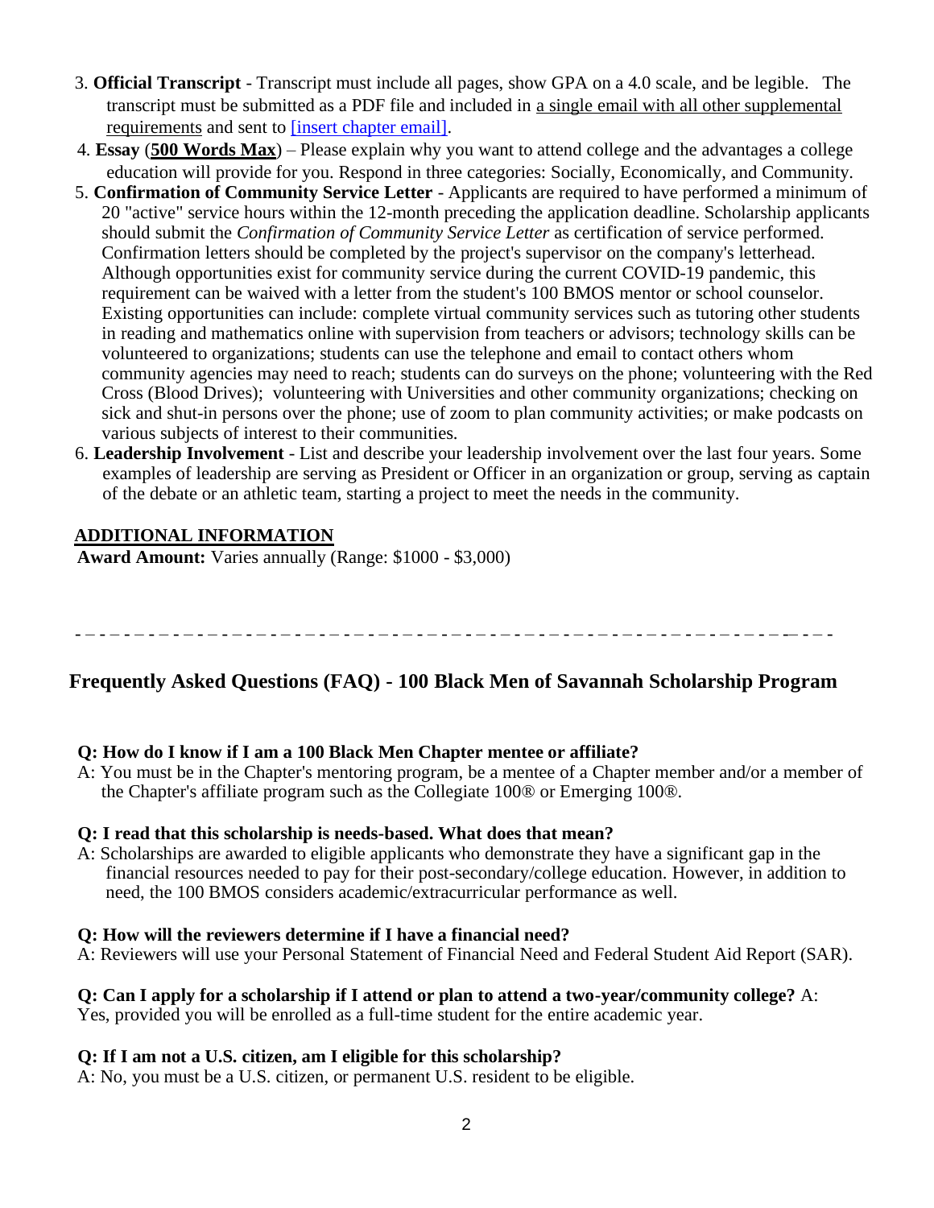3. **Official Transcript** - Transcript must include all pages, show GPA on a 4.0 scale, and be legible. The transcript must be submitted as a PDF file and included in a single email with all other supplemental requirements and sent to [insert chapter email].
4. **Essay** (**500 Words Max**) – Please explain why you want to attend college and the advantages a college education will provide for you. Respond in three categories: Socially, Economically, and Community.
5. **Confirmation of Community Service Letter** - Applicants are required to have performed a minimum of 20 "active" service hours within the 12-month preceding the application deadline. Scholarship applicants should submit the *Confirmation of Community Service Letter* as certification of service performed. Confirmation letters should be completed by the project's supervisor on the company's letterhead. Although opportunities exist for community service during the current COVID-19 pandemic, this requirement can be waived with a letter from the student's 100 BMOS mentor or school counselor. Existing opportunities can include: complete virtual community services such as tutoring other students in reading and mathematics online with supervision from teachers or advisors; technology skills can be volunteered to organizations; students can use the telephone and email to contact others whom community agencies may need to reach; students can do surveys on the phone; volunteering with the Red Cross (Blood Drives); volunteering with Universities and other community organizations; checking on sick and shut-in persons over the phone; use of zoom to plan community activities; or make podcasts on various subjects of interest to their communities.
6. **Leadership Involvement** - List and describe your leadership involvement over the last four years. Some examples of leadership are serving as President or Officer in an organization or group, serving as captain of the debate or an athletic team, starting a project to meet the needs in the community.

## ADDITIONAL INFORMATION

**Award Amount:** Varies annually (Range: $1000 - $3,000)

---

## Frequently Asked Questions (FAQ) - 100 Black Men of Savannah Scholarship Program

**Q: How do I know if I am a 100 Black Men Chapter mentee or affiliate?**

A: You must be in the Chapter's mentoring program, be a mentee of a Chapter member and/or a member of the Chapter's affiliate program such as the Collegiate 100® or Emerging 100®.

**Q: I read that this scholarship is needs-based. What does that mean?**

A: Scholarships are awarded to eligible applicants who demonstrate they have a significant gap in the financial resources needed to pay for their post-secondary/college education. However, in addition to need, the 100 BMOS considers academic/extracurricular performance as well.

**Q: How will the reviewers determine if I have a financial need?**

A: Reviewers will use your Personal Statement of Financial Need and Federal Student Aid Report (SAR).

**Q: Can I apply for a scholarship if I attend or plan to attend a two-year/community college?** A: Yes, provided you will be enrolled as a full-time student for the entire academic year.

**Q: If I am not a U.S. citizen, am I eligible for this scholarship?**

A: No, you must be a U.S. citizen, or permanent U.S. resident to be eligible.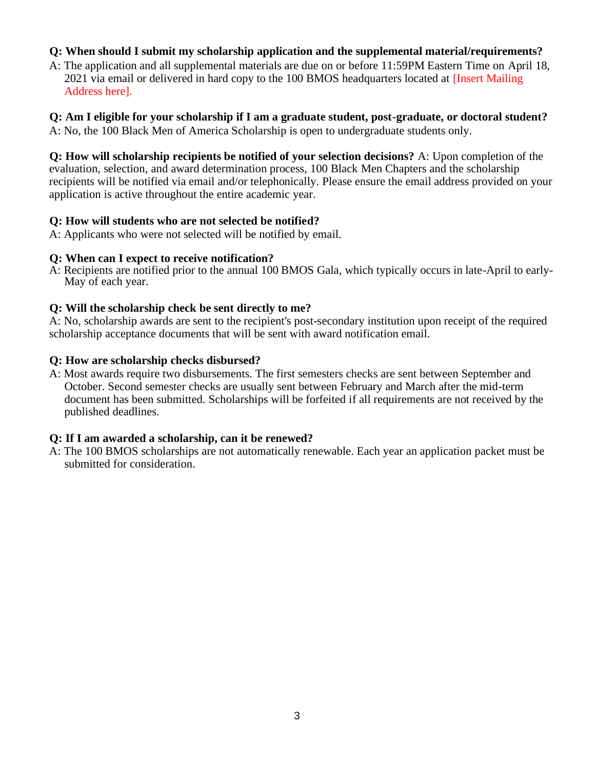**Q: When should I submit my scholarship application and the supplemental material/requirements?**

A: The application and all supplemental materials are due on or before 11:59PM Eastern Time on April 18, 2021 via email or delivered in hard copy to the 100 BMOS headquarters located at [Insert Mailing Address here].

**Q: Am I eligible for your scholarship if I am a graduate student, post-graduate, or doctoral student?**

A: No, the 100 Black Men of America Scholarship is open to undergraduate students only.

**Q: How will scholarship recipients be notified of your selection decisions?** A: Upon completion of the evaluation, selection, and award determination process, 100 Black Men Chapters and the scholarship recipients will be notified via email and/or telephonically. Please ensure the email address provided on your application is active throughout the entire academic year.

**Q: How will students who are not selected be notified?**

A: Applicants who were not selected will be notified by email.

**Q: When can I expect to receive notification?**

A: Recipients are notified prior to the annual 100 BMOS Gala, which typically occurs in late-April to early-May of each year.

**Q: Will the scholarship check be sent directly to me?**

A: No, scholarship awards are sent to the recipient's post-secondary institution upon receipt of the required scholarship acceptance documents that will be sent with award notification email.

**Q: How are scholarship checks disbursed?**

A: Most awards require two disbursements. The first semesters checks are sent between September and October. Second semester checks are usually sent between February and March after the mid-term document has been submitted. Scholarships will be forfeited if all requirements are not received by the published deadlines.

**Q: If I am awarded a scholarship, can it be renewed?**

A: The 100 BMOS scholarships are not automatically renewable. Each year an application packet must be submitted for consideration.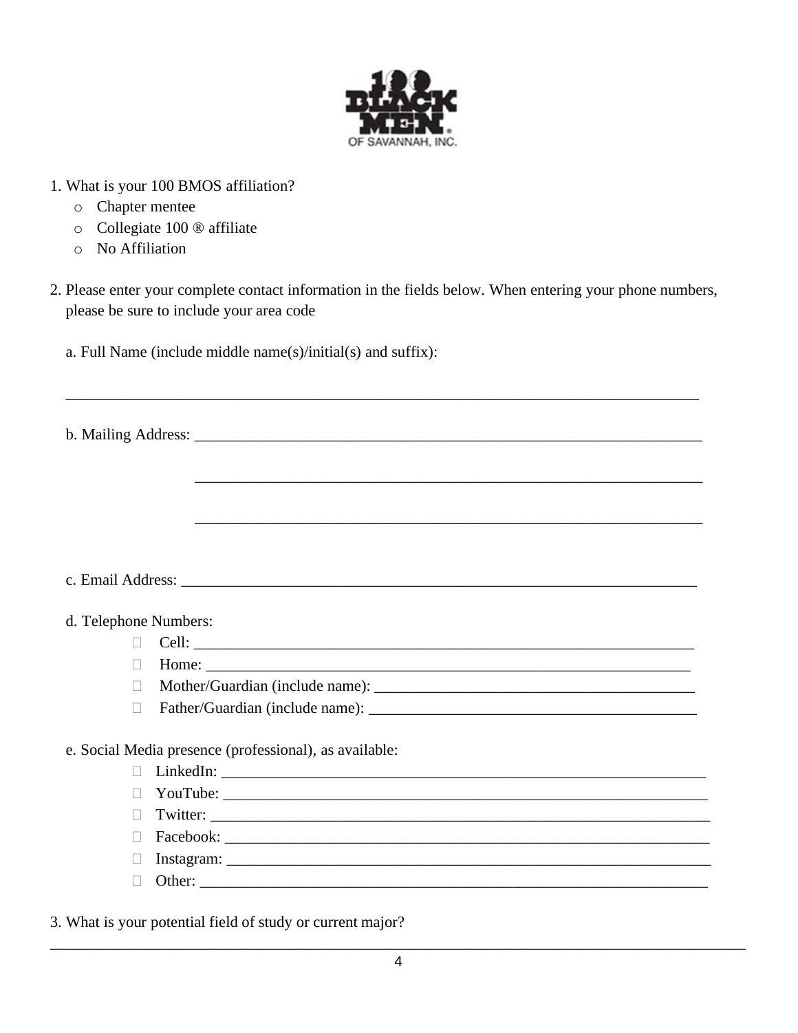1. What is your 100 BMOS affiliation?
   - Chapter mentee
   - Collegiate 100 ® affiliate
   - No Affiliation

2. Please enter your complete contact information in the fields below. When entering your phone numbers, please be sure to include your area code

   a. Full Name (include middle name(s)/initial(s) and suffix):

   ___________________________________________________________________________

   b. Mailing Address: ____________________________________________________________

   ____________________________________________________________

   ____________________________________________________________

   c. Email Address: ______________________________________________________________

   d. Telephone Numbers:
   - Cell: _________________________________________________________
   - Home: ________________________________________________________
   - Mother/Guardian (include name): ____________________________________
   - Father/Guardian (include name): _____________________________________

   e. Social Media presence (professional), as available:
   - LinkedIn: _____________________________________________________
   - YouTube: _____________________________________________________
   - Twitter: ______________________________________________________
   - Facebook: _____________________________________________________
   - Instagram: ____________________________________________________
   - Other: ________________________________________________________

3. What is your potential field of study or current major?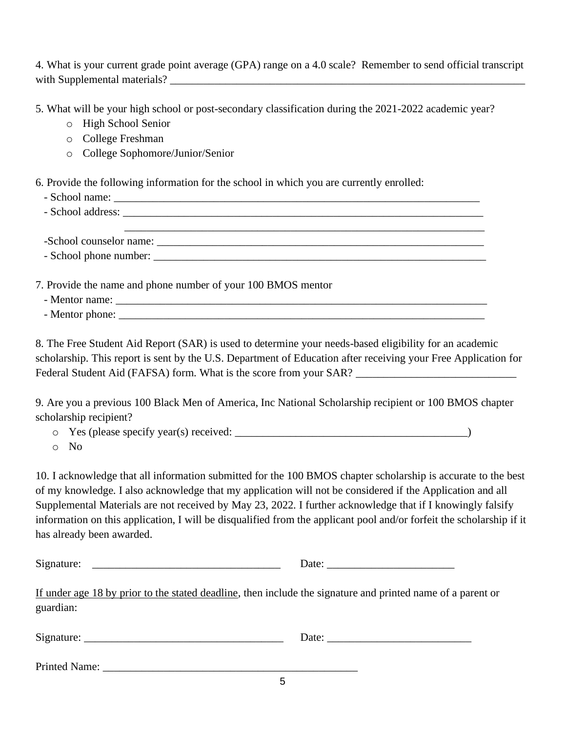4. What is your current grade point average (GPA) range on a 4.0 scale? Remember to send official transcript with Supplemental materials? ____________________________________________________________________

5. What will be your high school or post-secondary classification during the 2021-2022 academic year?

- High School Senior
- College Freshman
- College Sophomore/Junior/Senior

6. Provide the following information for the school in which you are currently enrolled:

- School name: ______________________________________________________________________
- School address: ____________________________________________________________________
  ____________________________________________________________________
- School counselor name: ______________________________________________________________
- School phone number: ________________________________________________________________

7. Provide the name and phone number of your 100 BMOS mentor

- Mentor name: ______________________________________________________________________
- Mentor phone: _____________________________________________________________________

8. The Free Student Aid Report (SAR) is used to determine your needs-based eligibility for an academic scholarship. This report is sent by the U.S. Department of Education after receiving your Free Application for Federal Student Aid (FAFSA) form. What is the score from your SAR? _____________________________

9. Are you a previous 100 Black Men of America, Inc National Scholarship recipient or 100 BMOS chapter scholarship recipient?

- Yes (please specify year(s) received: __________________________________________)
- No

10. I acknowledge that all information submitted for the 100 BMOS chapter scholarship is accurate to the best of my knowledge. I also acknowledge that my application will not be considered if the Application and all Supplemental Materials are not received by May 23, 2022. I further acknowledge that if I knowingly falsify information on this application, I will be disqualified from the applicant pool and/or forfeit the scholarship if it has already been awarded.

Signature: __________________________________ Date: _______________________

<u>If under age 18 by prior to the stated deadline</u>, then include the signature and printed name of a parent or guardian:

Signature: ____________________________________ Date: __________________________

Printed Name: _______________________________________________